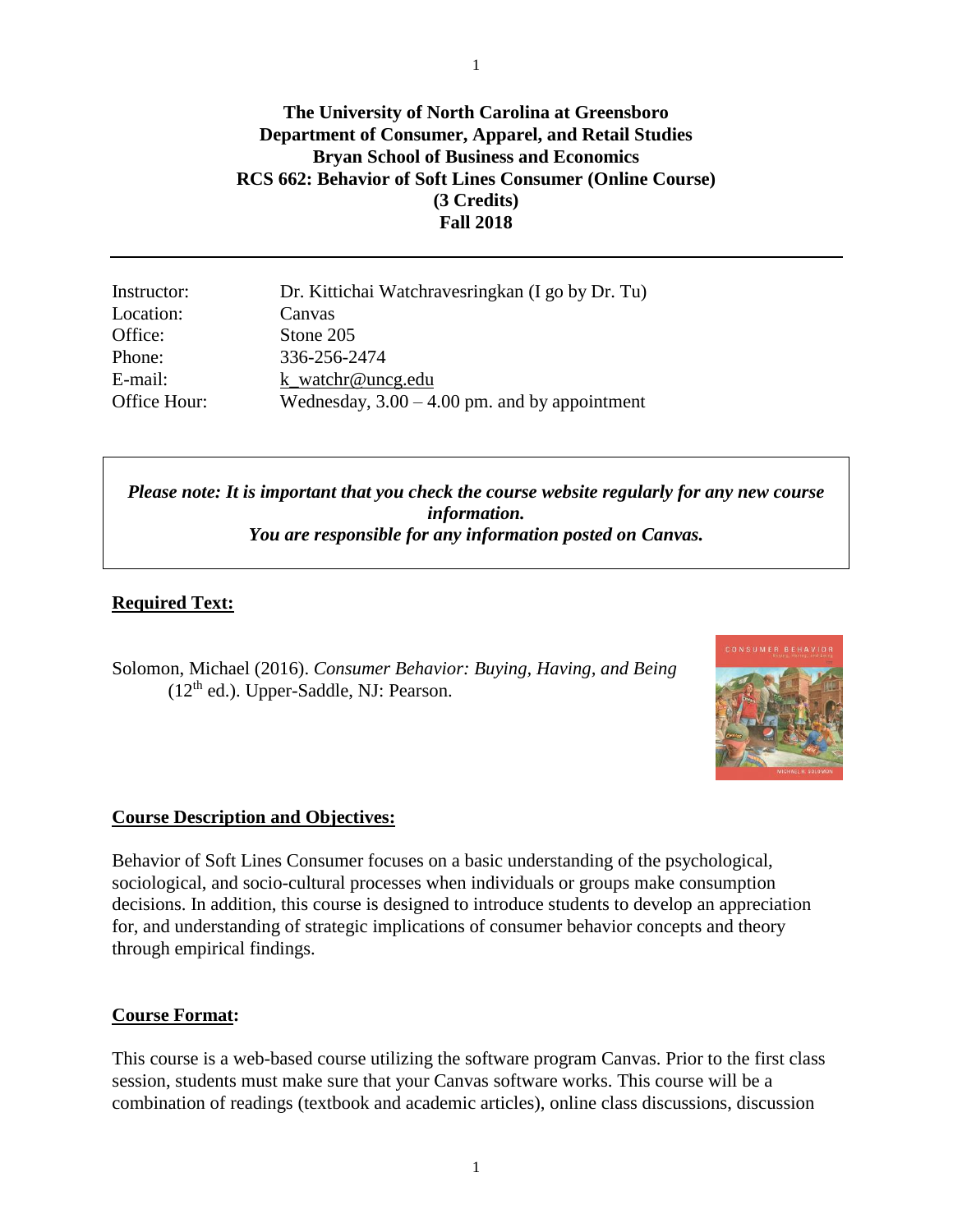# The University of North Carolina at Greensboro
## Department of Consumer, Apparel, and Retail Studies
## Bryan School of Business and Economics
## RCS 662: Behavior of Soft Lines Consumer (Online Course)
## (3 Credits)
## Fall 2018

---

| | |
|---|---|
| Instructor: | Dr. Kittichai Watchravesringkan (I go by Dr. Tu) |
| Location: | Canvas |
| Office: | Stone 205 |
| Phone: | 336-256-2474 |
| E-mail: | k_watchr@uncg.edu |
| Office Hour: | Wednesday, 3.00 – 4.00 pm. and by appointment |

***Please note: It is important that you check the course website regularly for any new course information.***
***You are responsible for any information posted on Canvas.***

**Required Text:**

Solomon, Michael (2016). *Consumer Behavior: Buying, Having, and Being* (12th ed.). Upper-Saddle, NJ: Pearson.

**Course Description and Objectives:**

Behavior of Soft Lines Consumer focuses on a basic understanding of the psychological, sociological, and socio-cultural processes when individuals or groups make consumption decisions. In addition, this course is designed to introduce students to develop an appreciation for, and understanding of strategic implications of consumer behavior concepts and theory through empirical findings.

**Course Format:**

This course is a web-based course utilizing the software program Canvas. Prior to the first class session, students must make sure that your Canvas software works. This course will be a combination of readings (textbook and academic articles), online class discussions, discussion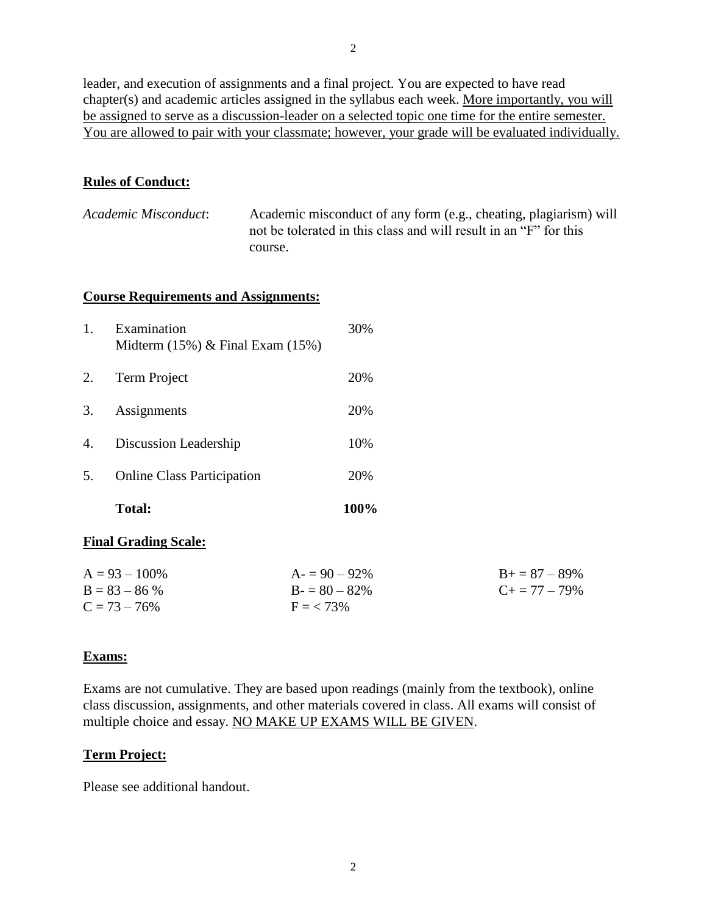leader, and execution of assignments and a final project. You are expected to have read chapter(s) and academic articles assigned in the syllabus each week. <u>More importantly, you will be assigned to serve as a discussion-leader on a selected topic one time for the entire semester. You are allowed to pair with your classmate; however, your grade will be evaluated individually.</u>

## Rules of Conduct:

*Academic Misconduct*: Academic misconduct of any form (e.g., cheating, plagiarism) will not be tolerated in this class and will result in an "F" for this course.

## Course Requirements and Assignments:

| | | |
|---|---|---|
| 1. | Examination<br>Midterm (15%) & Final Exam (15%) | 30% |
| 2. | Term Project | 20% |
| 3. | Assignments | 20% |
| 4. | Discussion Leadership | 10% |
| 5. | Online Class Participation | 20% |
| | **Total:** | **100%** |

## Final Grading Scale:

| | | |
|---|---|---|
| A = 93 – 100% | A- = 90 – 92% | B+ = 87 – 89% |
| B = 83 – 86 % | B- = 80 – 82% | C+ = 77 – 79% |
| C = 73 – 76% | F = < 73% | |

## Exams:

Exams are not cumulative. They are based upon readings (mainly from the textbook), online class discussion, assignments, and other materials covered in class. All exams will consist of multiple choice and essay. <u>NO MAKE UP EXAMS WILL BE GIVEN</u>.

## Term Project:

Please see additional handout.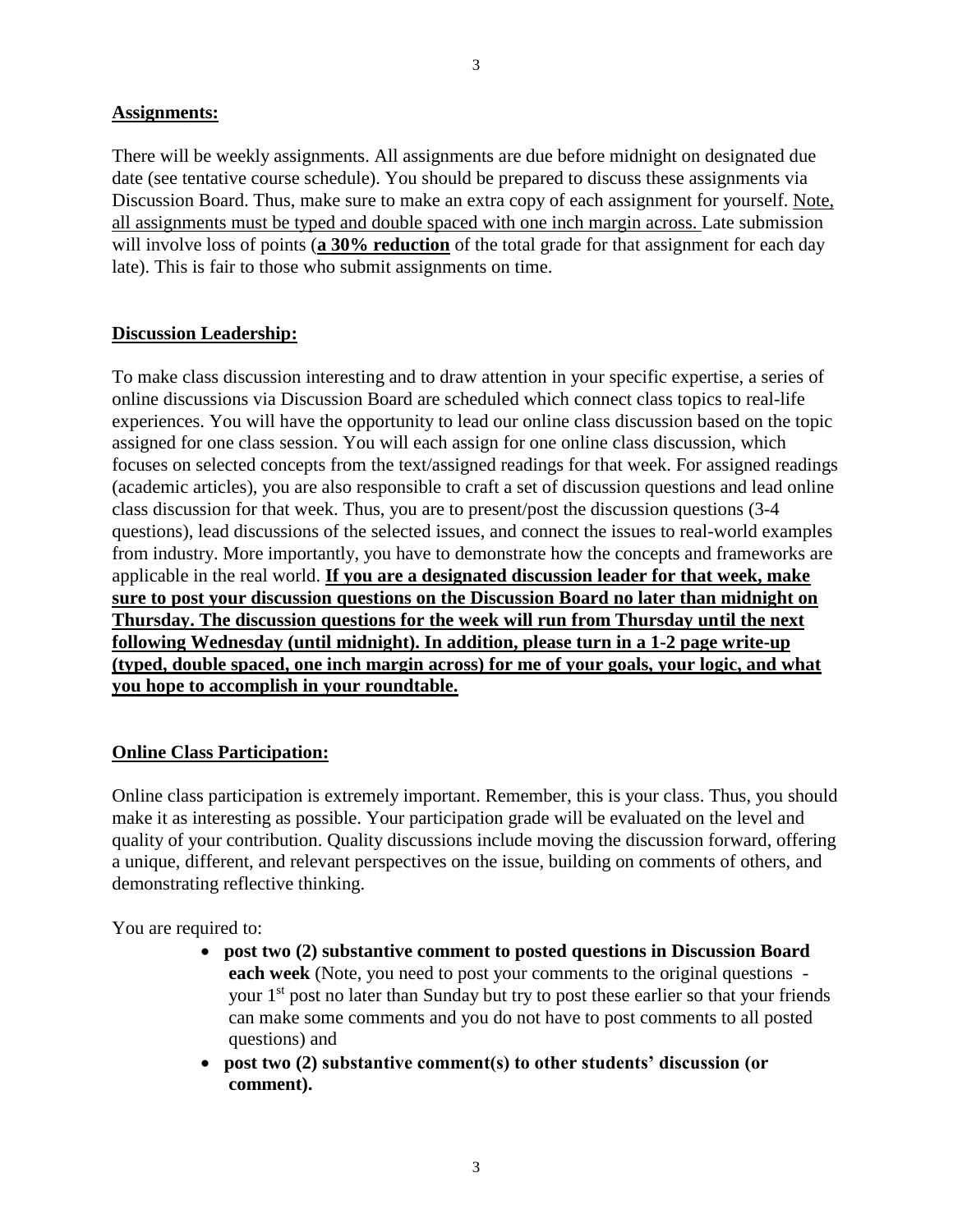## Assignments:

There will be weekly assignments. All assignments are due before midnight on designated due date (see tentative course schedule). You should be prepared to discuss these assignments via Discussion Board. Thus, make sure to make an extra copy of each assignment for yourself. <u>Note, all assignments must be typed and double spaced with one inch margin across.</u> Late submission will involve loss of points (**<u>a 30% reduction</u>** of the total grade for that assignment for each day late). This is fair to those who submit assignments on time.

## Discussion Leadership:

To make class discussion interesting and to draw attention in your specific expertise, a series of online discussions via Discussion Board are scheduled which connect class topics to real-life experiences. You will have the opportunity to lead our online class discussion based on the topic assigned for one class session. You will each assign for one online class discussion, which focuses on selected concepts from the text/assigned readings for that week. For assigned readings (academic articles), you are also responsible to craft a set of discussion questions and lead online class discussion for that week. Thus, you are to present/post the discussion questions (3-4 questions), lead discussions of the selected issues, and connect the issues to real-world examples from industry. More importantly, you have to demonstrate how the concepts and frameworks are applicable in the real world. **<u>If you are a designated discussion leader for that week, make sure to post your discussion questions on the Discussion Board no later than midnight on Thursday. The discussion questions for the week will run from Thursday until the next following Wednesday (until midnight). In addition, please turn in a 1-2 page write-up (typed, double spaced, one inch margin across) for me of your goals, your logic, and what you hope to accomplish in your roundtable.</u>**

## Online Class Participation:

Online class participation is extremely important. Remember, this is your class. Thus, you should make it as interesting as possible. Your participation grade will be evaluated on the level and quality of your contribution. Quality discussions include moving the discussion forward, offering a unique, different, and relevant perspectives on the issue, building on comments of others, and demonstrating reflective thinking.

You are required to:

- **post two (2) substantive comment to posted questions in Discussion Board each week** (Note, you need to post your comments to the original questions - your 1st post no later than Sunday but try to post these earlier so that your friends can make some comments and you do not have to post comments to all posted questions) and
- **post two (2) substantive comment(s) to other students' discussion (or comment).**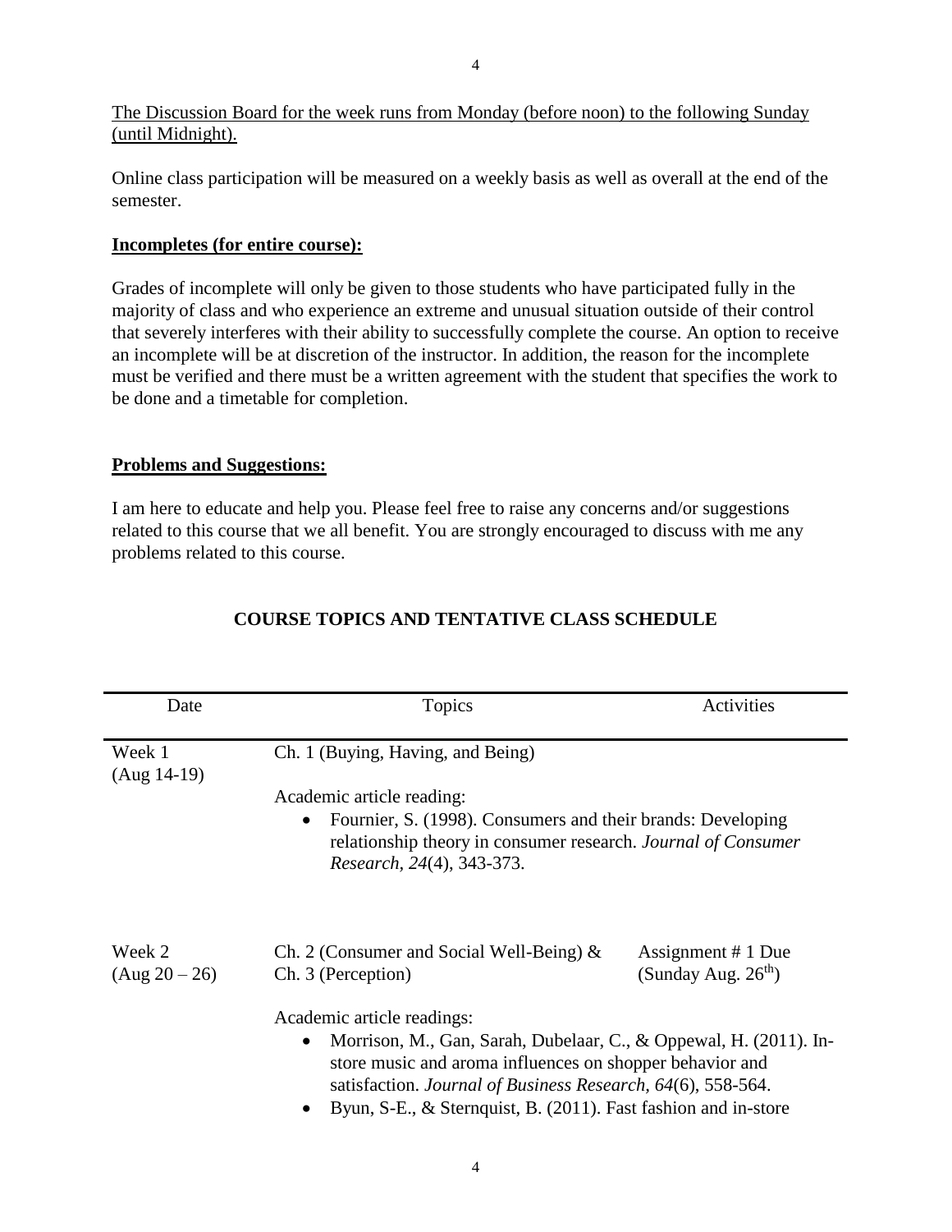The Discussion Board for the week runs from Monday (before noon) to the following Sunday (until Midnight).

Online class participation will be measured on a weekly basis as well as overall at the end of the semester.

**Incompletes (for entire course):**

Grades of incomplete will only be given to those students who have participated fully in the majority of class and who experience an extreme and unusual situation outside of their control that severely interferes with their ability to successfully complete the course. An option to receive an incomplete will be at discretion of the instructor. In addition, the reason for the incomplete must be verified and there must be a written agreement with the student that specifies the work to be done and a timetable for completion.

**Problems and Suggestions:**

I am here to educate and help you. Please feel free to raise any concerns and/or suggestions related to this course that we all benefit. You are strongly encouraged to discuss with me any problems related to this course.

## COURSE TOPICS AND TENTATIVE CLASS SCHEDULE

| Date | Topics | Activities |
|---|---|---|
| Week 1 (Aug 14-19) | Ch. 1 (Buying, Having, and Being)<br><br>Academic article reading:<br>• Fournier, S. (1998). Consumers and their brands: Developing relationship theory in consumer research. *Journal of Consumer Research*, *24*(4), 343-373. | |
| Week 2 (Aug 20 – 26) | Ch. 2 (Consumer and Social Well-Being) & Ch. 3 (Perception)<br><br>Academic article readings:<br>• Morrison, M., Gan, Sarah, Dubelaar, C., & Oppewal, H. (2011). In-store music and aroma influences on shopper behavior and satisfaction. *Journal of Business Research*, *64*(6), 558-564.<br>• Byun, S-E., & Sternquist, B. (2011). Fast fashion and in-store | Assignment # 1 Due (Sunday Aug. 26th) |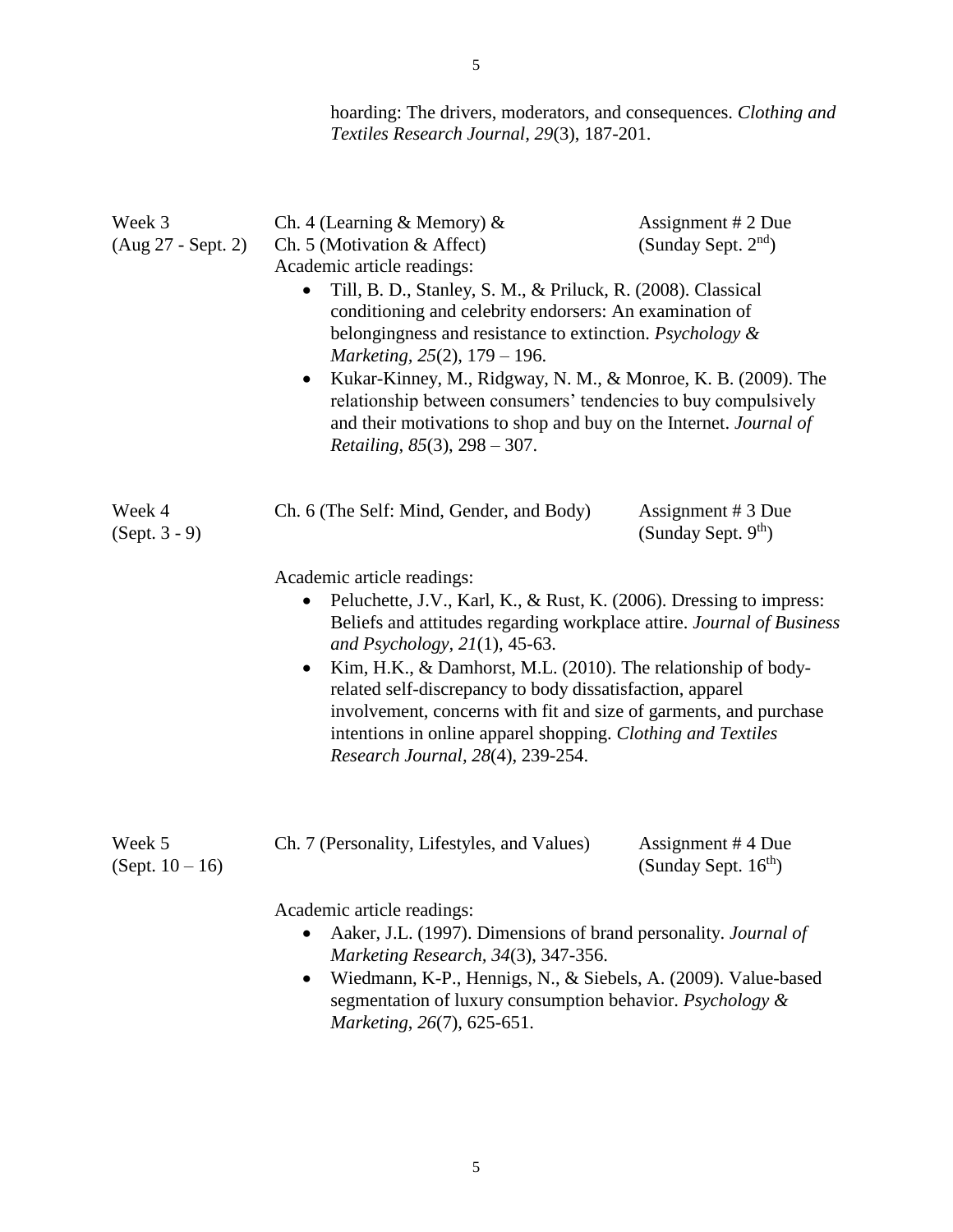hoarding: The drivers, moderators, and consequences. *Clothing and Textiles Research Journal*, *29*(3), 187-201.

| Week | Topic | Assignment |
| --- | --- | --- |
| Week 3 (Aug 27 - Sept. 2) | Ch. 4 (Learning & Memory) & Ch. 5 (Motivation & Affect) | Assignment # 2 Due (Sunday Sept. 2nd) |

Academic article readings:

- Till, B. D., Stanley, S. M., & Priluck, R. (2008). Classical conditioning and celebrity endorsers: An examination of belongingness and resistance to extinction. *Psychology & Marketing, 25*(2), 179 – 196.
- Kukar-Kinney, M., Ridgway, N. M., & Monroe, K. B. (2009). The relationship between consumers' tendencies to buy compulsively and their motivations to shop and buy on the Internet. *Journal of Retailing, 85*(3), 298 – 307.

| Week | Topic | Assignment |
| --- | --- | --- |
| Week 4 (Sept. 3 - 9) | Ch. 6 (The Self: Mind, Gender, and Body) | Assignment # 3 Due (Sunday Sept. 9th) |

Academic article readings:

- Peluchette, J.V., Karl, K., & Rust, K. (2006). Dressing to impress: Beliefs and attitudes regarding workplace attire. *Journal of Business and Psychology, 21*(1), 45-63.
- Kim, H.K., & Damhorst, M.L. (2010). The relationship of body-related self-discrepancy to body dissatisfaction, apparel involvement, concerns with fit and size of garments, and purchase intentions in online apparel shopping. *Clothing and Textiles Research Journal, 28*(4), 239-254.

| Week | Topic | Assignment |
| --- | --- | --- |
| Week 5 (Sept. 10 – 16) | Ch. 7 (Personality, Lifestyles, and Values) | Assignment # 4 Due (Sunday Sept. 16th) |

Academic article readings:

- Aaker, J.L. (1997). Dimensions of brand personality. *Journal of Marketing Research, 34*(3), 347-356.
- Wiedmann, K-P., Hennigs, N., & Siebels, A. (2009). Value-based segmentation of luxury consumption behavior. *Psychology & Marketing*, *26*(7), 625-651.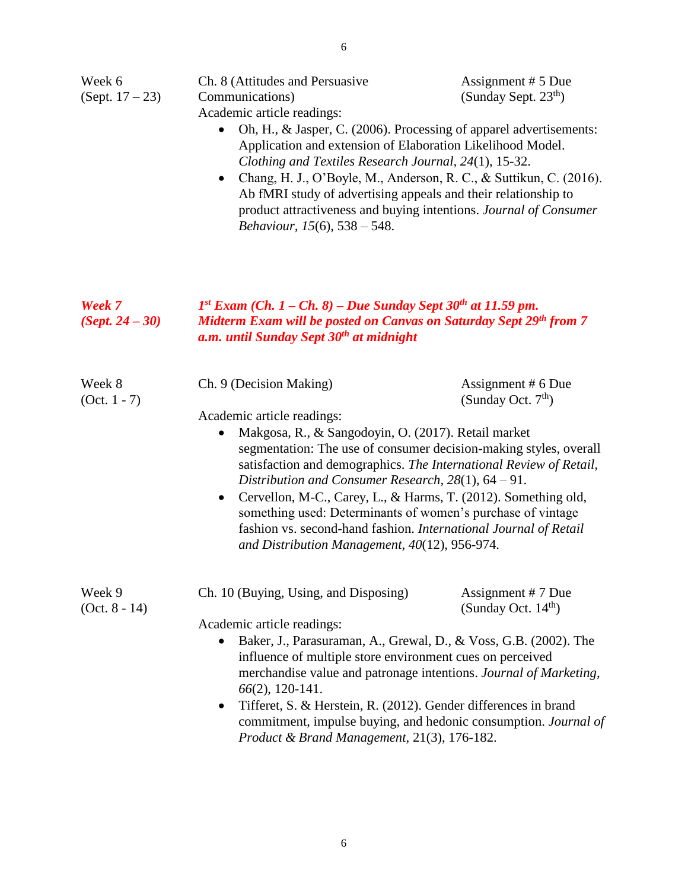| | | |
|---|---|---|
| Week 6 (Sept. 17 – 23) | Ch. 8 (Attitudes and Persuasive Communications)<br>Academic article readings:<br>• Oh, H., & Jasper, C. (2006). Processing of apparel advertisements: Application and extension of Elaboration Likelihood Model. *Clothing and Textiles Research Journal, 24*(1), 15-32.<br>• Chang, H. J., O'Boyle, M., Anderson, R. C., & Suttikun, C. (2016). Ab fMRI study of advertising appeals and their relationship to product attractiveness and buying intentions. *Journal of Consumer Behaviour, 15*(6), 538 – 548. | Assignment # 5 Due (Sunday Sept. 23th) |
| ***Week 7 (Sept. 24 – 30)*** | ***1st Exam (Ch. 1 – Ch. 8) – Due Sunday Sept 30th at 11.59 pm. Midterm Exam will be posted on Canvas on Saturday Sept 29th from 7 a.m. until Sunday Sept 30th at midnight*** | |
| Week 8 (Oct. 1 - 7) | Ch. 9 (Decision Making)<br>Academic article readings:<br>• Makgosa, R., & Sangodoyin, O. (2017). Retail market segmentation: The use of consumer decision-making styles, overall satisfaction and demographics. *The International Review of Retail, Distribution and Consumer Research, 28*(1), 64 – 91.<br>• Cervellon, M-C., Carey, L., & Harms, T. (2012). Something old, something used: Determinants of women's purchase of vintage fashion vs. second-hand fashion. *International Journal of Retail and Distribution Management, 40*(12), 956-974. | Assignment # 6 Due (Sunday Oct. 7th) |
| Week 9 (Oct. 8 - 14) | Ch. 10 (Buying, Using, and Disposing)<br>Academic article readings:<br>• Baker, J., Parasuraman, A., Grewal, D., & Voss, G.B. (2002). The influence of multiple store environment cues on perceived merchandise value and patronage intentions. *Journal of Marketing, 66*(2), 120-141.<br>• Tifferet, S. & Herstein, R. (2012). Gender differences in brand commitment, impulse buying, and hedonic consumption. *Journal of Product & Brand Management,* 21(3), 176-182. | Assignment # 7 Due (Sunday Oct. 14th) |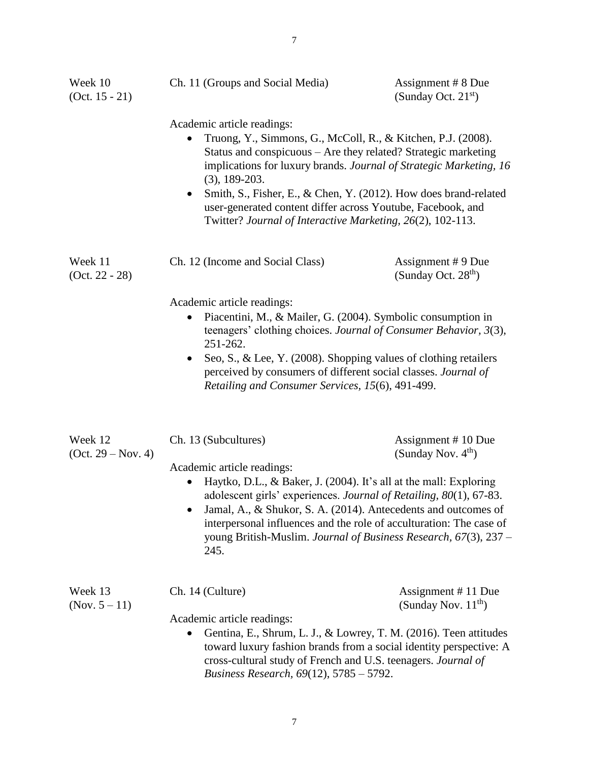Week 10
(Oct. 15 - 21)

Ch. 11 (Groups and Social Media)

Assignment # 8 Due
(Sunday Oct. 21st)

Academic article readings:

- Truong, Y., Simmons, G., McColl, R., & Kitchen, P.J. (2008). Status and conspicuous – Are they related? Strategic marketing implications for luxury brands. *Journal of Strategic Marketing, 16* (3), 189-203.
- Smith, S., Fisher, E., & Chen, Y. (2012). How does brand-related user-generated content differ across Youtube, Facebook, and Twitter? *Journal of Interactive Marketing, 26*(2), 102-113.

Week 11
(Oct. 22 - 28)

Ch. 12 (Income and Social Class)

Assignment # 9 Due
(Sunday Oct. 28th)

Academic article readings:

- Piacentini, M., & Mailer, G. (2004). Symbolic consumption in teenagers' clothing choices. *Journal of Consumer Behavior, 3*(3), 251-262.
- Seo, S., & Lee, Y. (2008). Shopping values of clothing retailers perceived by consumers of different social classes. *Journal of Retailing and Consumer Services, 15*(6), 491-499.

Week 12
(Oct. 29 – Nov. 4)

Ch. 13 (Subcultures)

Assignment # 10 Due
(Sunday Nov. 4th)

Academic article readings:

- Haytko, D.L., & Baker, J. (2004). It's all at the mall: Exploring adolescent girls' experiences. *Journal of Retailing, 80*(1), 67-83.
- Jamal, A., & Shukor, S. A. (2014). Antecedents and outcomes of interpersonal influences and the role of acculturation: The case of young British-Muslim. *Journal of Business Research, 67*(3), 237 – 245.

Week 13
(Nov. 5 – 11)

Ch. 14 (Culture)

Assignment # 11 Due
(Sunday Nov. 11th)

Academic article readings:

- Gentina, E., Shrum, L. J., & Lowrey, T. M. (2016). Teen attitudes toward luxury fashion brands from a social identity perspective: A cross-cultural study of French and U.S. teenagers. *Journal of Business Research, 69*(12), 5785 – 5792.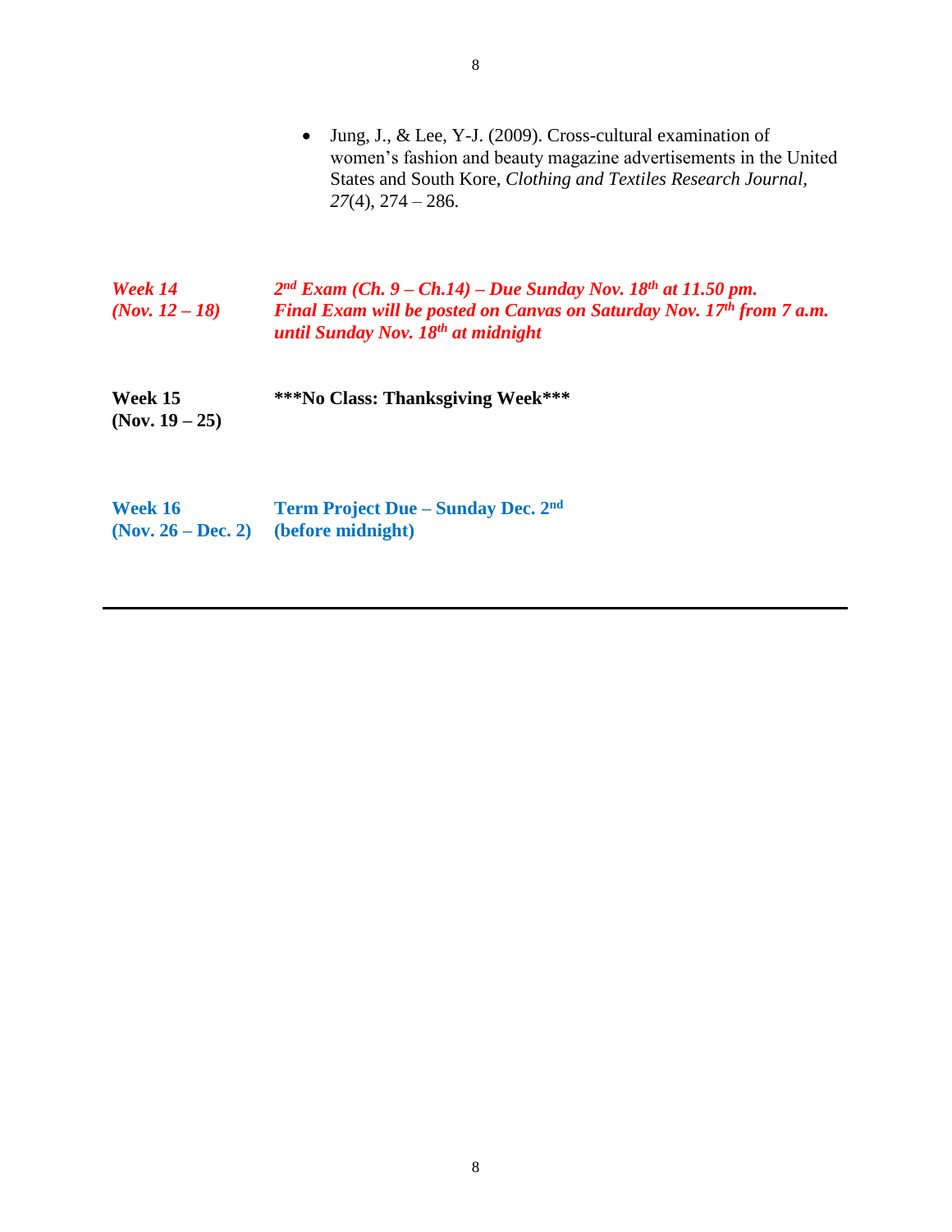- Jung, J., & Lee, Y-J. (2009). Cross-cultural examination of women's fashion and beauty magazine advertisements in the United States and South Kore, *Clothing and Textiles Research Journal*, *27*(4), 274 – 286.

| | |
|---|---|
| ***Week 14 (Nov. 12 – 18)*** | ***2nd Exam (Ch. 9 – Ch.14) – Due Sunday Nov. 18th at 11.50 pm. Final Exam will be posted on Canvas on Saturday Nov. 17th from 7 a.m. until Sunday Nov. 18th at midnight*** |
| **Week 15 (Nov. 19 – 25)** | **\*\*\*No Class: Thanksgiving Week\*\*\*** |
| **Week 16 (Nov. 26 – Dec. 2)** | **Term Project Due – Sunday Dec. 2nd (before midnight)** |